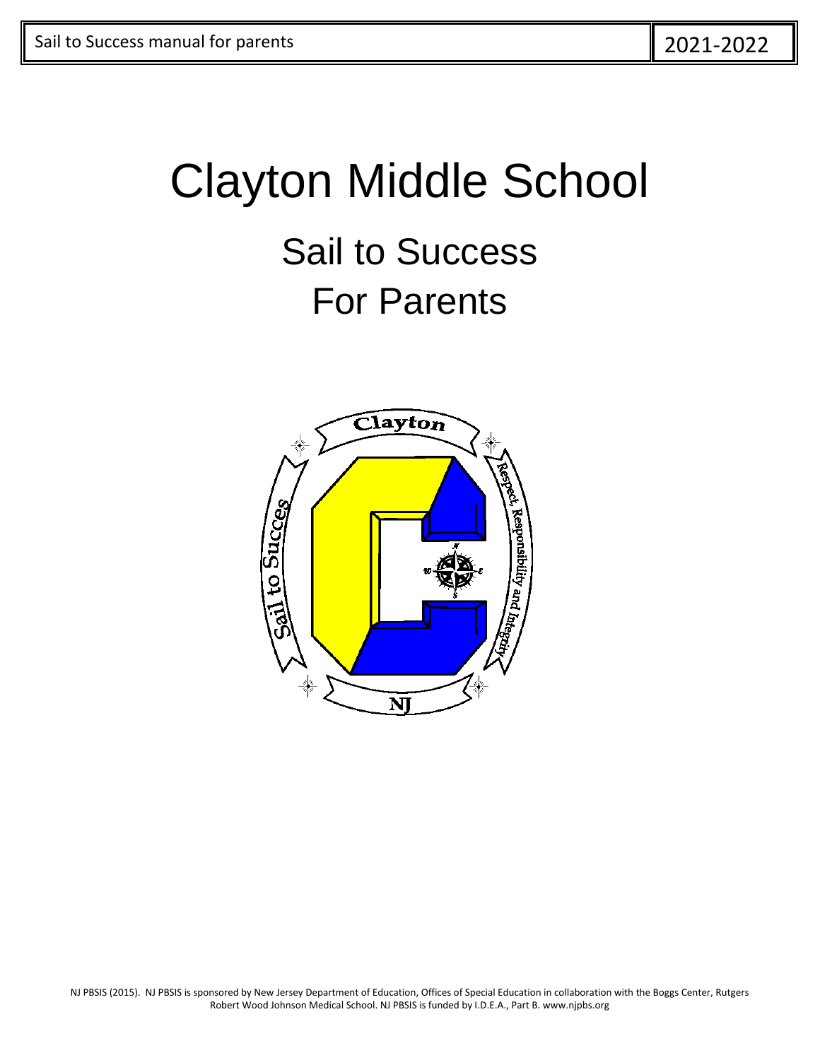# Clayton Middle School

## Sail to Success

## For Parents

NJ PBSIS (2015). NJ PBSIS is sponsored by New Jersey Department of Education, Offices of Special Education in collaboration with the Boggs Center, Rutgers Robert Wood Johnson Medical School. NJ PBSIS is funded by I.D.E.A., Part B. www.njpbs.org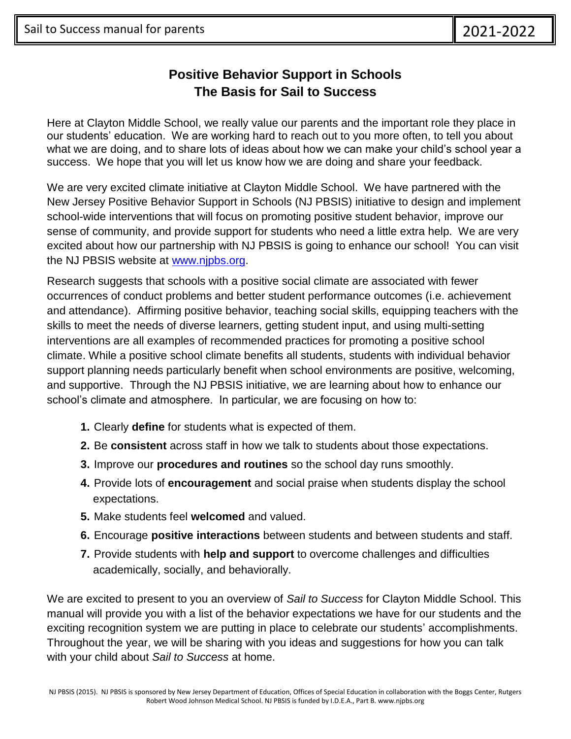## Positive Behavior Support in Schools
## The Basis for Sail to Success

Here at Clayton Middle School, we really value our parents and the important role they place in our students' education. We are working hard to reach out to you more often, to tell you about what we are doing, and to share lots of ideas about how we can make your child's school year a success. We hope that you will let us know how we are doing and share your feedback.

We are very excited climate initiative at Clayton Middle School. We have partnered with the New Jersey Positive Behavior Support in Schools (NJ PBSIS) initiative to design and implement school-wide interventions that will focus on promoting positive student behavior, improve our sense of community, and provide support for students who need a little extra help. We are very excited about how our partnership with NJ PBSIS is going to enhance our school! You can visit the NJ PBSIS website at [www.njpbs.org](www.njpbs.org).

Research suggests that schools with a positive social climate are associated with fewer occurrences of conduct problems and better student performance outcomes (i.e. achievement and attendance). Affirming positive behavior, teaching social skills, equipping teachers with the skills to meet the needs of diverse learners, getting student input, and using multi-setting interventions are all examples of recommended practices for promoting a positive school climate. While a positive school climate benefits all students, students with individual behavior support planning needs particularly benefit when school environments are positive, welcoming, and supportive. Through the NJ PBSIS initiative, we are learning about how to enhance our school's climate and atmosphere. In particular, we are focusing on how to:

1. Clearly **define** for students what is expected of them.
2. Be **consistent** across staff in how we talk to students about those expectations.
3. Improve our **procedures and routines** so the school day runs smoothly.
4. Provide lots of **encouragement** and social praise when students display the school expectations.
5. Make students feel **welcomed** and valued.
6. Encourage **positive interactions** between students and between students and staff.
7. Provide students with **help and support** to overcome challenges and difficulties academically, socially, and behaviorally.

We are excited to present to you an overview of *Sail to Success* for Clayton Middle School. This manual will provide you with a list of the behavior expectations we have for our students and the exciting recognition system we are putting in place to celebrate our students' accomplishments. Throughout the year, we will be sharing with you ideas and suggestions for how you can talk with your child about *Sail to Success* at home.

NJ PBSIS (2015). NJ PBSIS is sponsored by New Jersey Department of Education, Offices of Special Education in collaboration with the Boggs Center, Rutgers Robert Wood Johnson Medical School. NJ PBSIS is funded by I.D.E.A., Part B. www.njpbs.org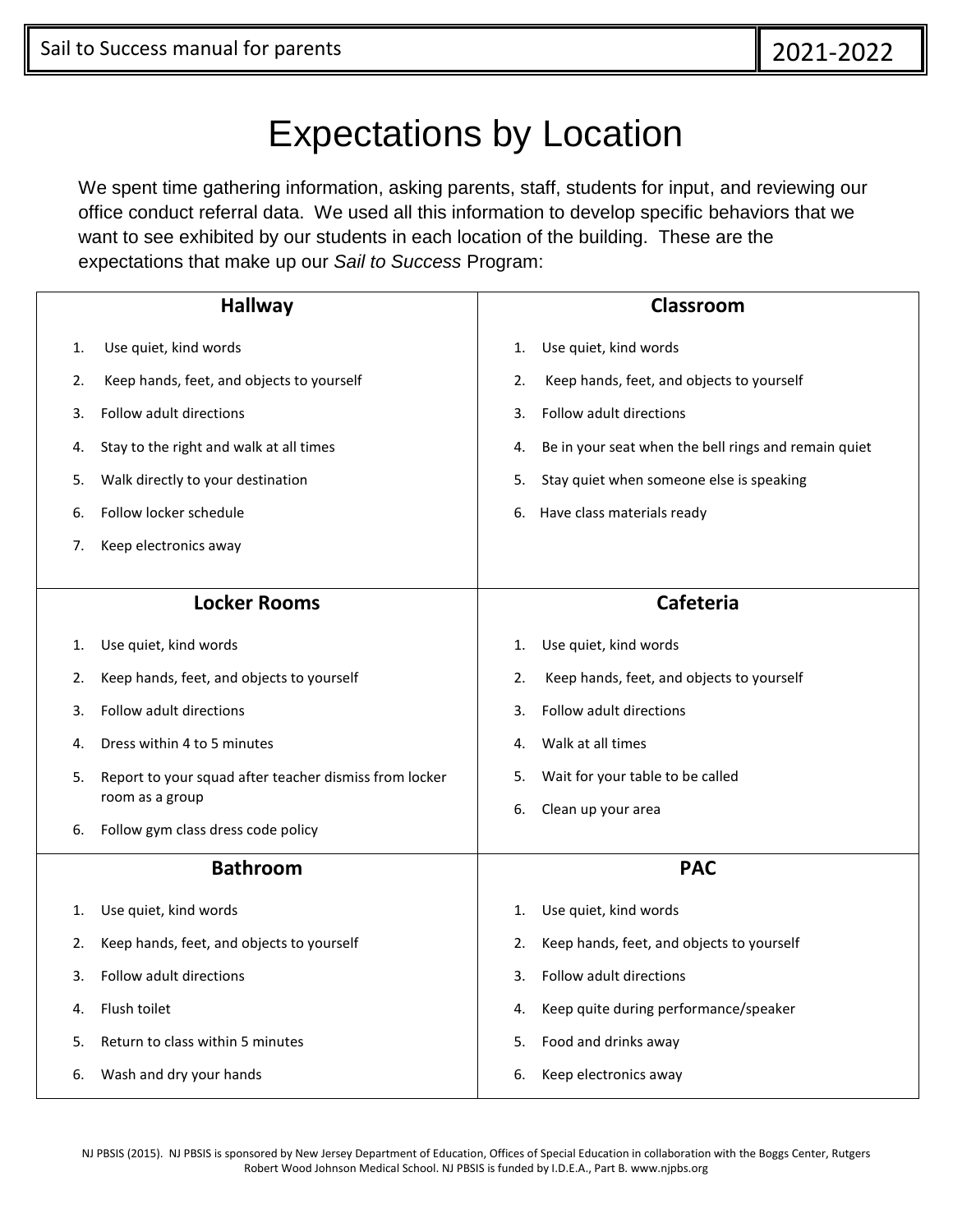# Expectations by Location

We spent time gathering information, asking parents, staff, students for input, and reviewing our office conduct referral data. We used all this information to develop specific behaviors that we want to see exhibited by our students in each location of the building. These are the expectations that make up our *Sail to Success* Program:

### Hallway

1. Use quiet, kind words
2. Keep hands, feet, and objects to yourself
3. Follow adult directions
4. Stay to the right and walk at all times
5. Walk directly to your destination
6. Follow locker schedule
7. Keep electronics away

### Classroom

1. Use quiet, kind words
2. Keep hands, feet, and objects to yourself
3. Follow adult directions
4. Be in your seat when the bell rings and remain quiet
5. Stay quiet when someone else is speaking
6. Have class materials ready

### Locker Rooms

1. Use quiet, kind words
2. Keep hands, feet, and objects to yourself
3. Follow adult directions
4. Dress within 4 to 5 minutes
5. Report to your squad after teacher dismiss from locker room as a group
6. Follow gym class dress code policy

### Cafeteria

1. Use quiet, kind words
2. Keep hands, feet, and objects to yourself
3. Follow adult directions
4. Walk at all times
5. Wait for your table to be called
6. Clean up your area

### Bathroom

1. Use quiet, kind words
2. Keep hands, feet, and objects to yourself
3. Follow adult directions
4. Flush toilet
5. Return to class within 5 minutes
6. Wash and dry your hands

### PAC

1. Use quiet, kind words
2. Keep hands, feet, and objects to yourself
3. Follow adult directions
4. Keep quite during performance/speaker
5. Food and drinks away
6. Keep electronics away

NJ PBSIS (2015). NJ PBSIS is sponsored by New Jersey Department of Education, Offices of Special Education in collaboration with the Boggs Center, Rutgers Robert Wood Johnson Medical School. NJ PBSIS is funded by I.D.E.A., Part B. www.njpbs.org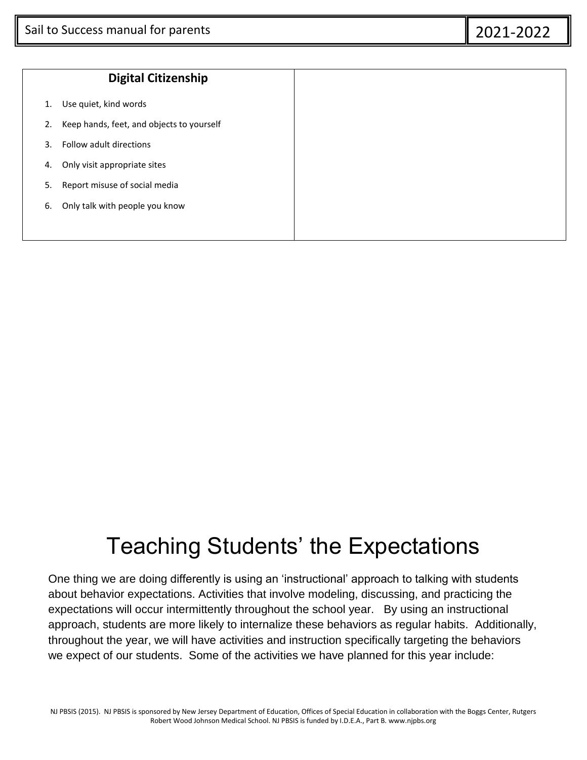| Digital Citizenship | |
|---|---|
| 1. Use quiet, kind words<br>2. Keep hands, feet, and objects to yourself<br>3. Follow adult directions<br>4. Only visit appropriate sites<br>5. Report misuse of social media<br>6. Only talk with people you know | |

# Teaching Students' the Expectations

One thing we are doing differently is using an 'instructional' approach to talking with students about behavior expectations. Activities that involve modeling, discussing, and practicing the expectations will occur intermittently throughout the school year. By using an instructional approach, students are more likely to internalize these behaviors as regular habits. Additionally, throughout the year, we will have activities and instruction specifically targeting the behaviors we expect of our students. Some of the activities we have planned for this year include:

NJ PBSIS (2015). NJ PBSIS is sponsored by New Jersey Department of Education, Offices of Special Education in collaboration with the Boggs Center, Rutgers Robert Wood Johnson Medical School. NJ PBSIS is funded by I.D.E.A., Part B. www.njpbs.org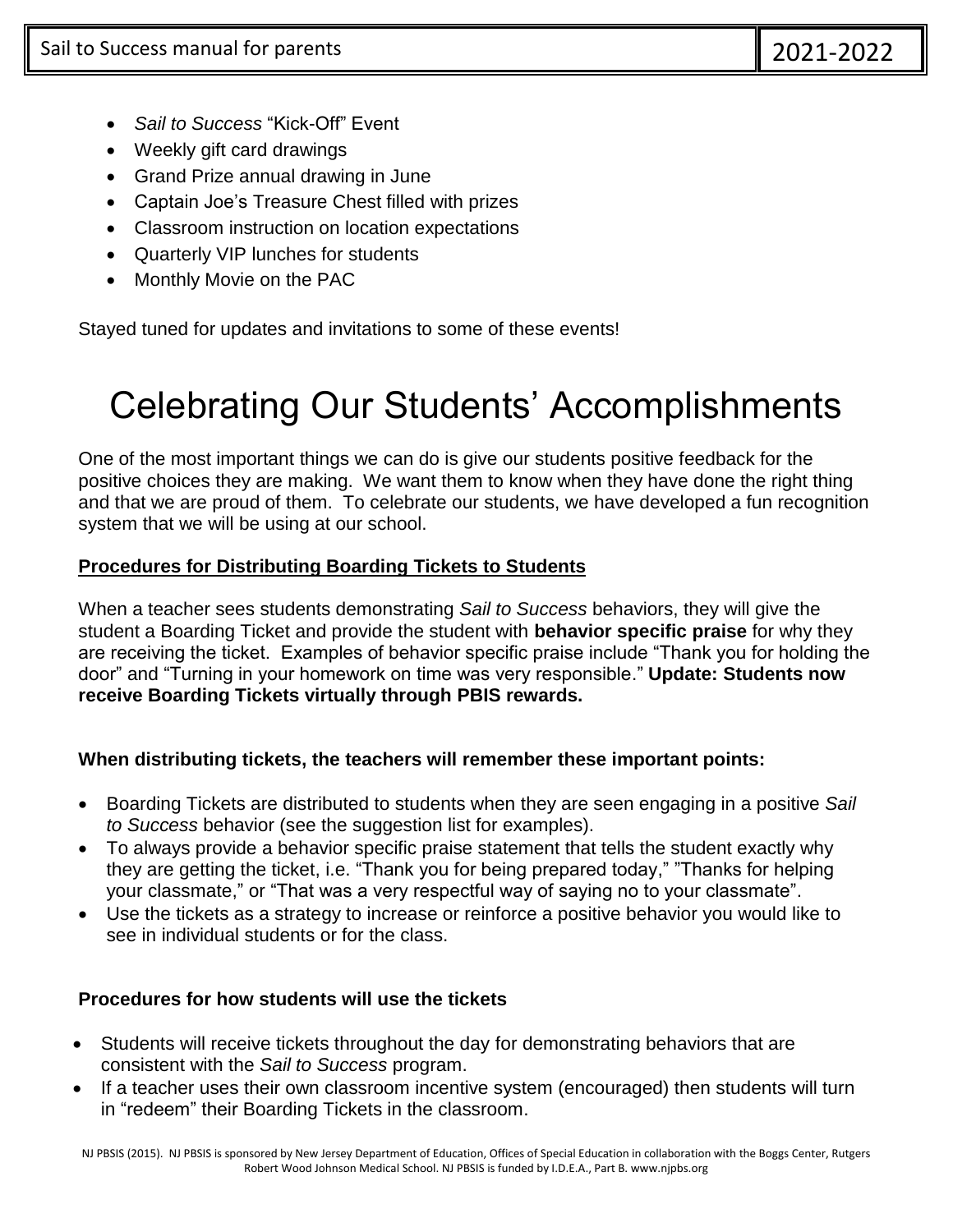- *Sail to Success* "Kick-Off" Event
- Weekly gift card drawings
- Grand Prize annual drawing in June
- Captain Joe's Treasure Chest filled with prizes
- Classroom instruction on location expectations
- Quarterly VIP lunches for students
- Monthly Movie on the PAC

Stayed tuned for updates and invitations to some of these events!

# Celebrating Our Students' Accomplishments

One of the most important things we can do is give our students positive feedback for the positive choices they are making. We want them to know when they have done the right thing and that we are proud of them. To celebrate our students, we have developed a fun recognition system that we will be using at our school.

**Procedures for Distributing Boarding Tickets to Students**

When a teacher sees students demonstrating *Sail to Success* behaviors, they will give the student a Boarding Ticket and provide the student with **behavior specific praise** for why they are receiving the ticket. Examples of behavior specific praise include "Thank you for holding the door" and "Turning in your homework on time was very responsible." **Update: Students now receive Boarding Tickets virtually through PBIS rewards.**

**When distributing tickets, the teachers will remember these important points:**

- Boarding Tickets are distributed to students when they are seen engaging in a positive *Sail to Success* behavior (see the suggestion list for examples).
- To always provide a behavior specific praise statement that tells the student exactly why they are getting the ticket, i.e. "Thank you for being prepared today," "Thanks for helping your classmate," or "That was a very respectful way of saying no to your classmate".
- Use the tickets as a strategy to increase or reinforce a positive behavior you would like to see in individual students or for the class.

**Procedures for how students will use the tickets**

- Students will receive tickets throughout the day for demonstrating behaviors that are consistent with the *Sail to Success* program.
- If a teacher uses their own classroom incentive system (encouraged) then students will turn in "redeem" their Boarding Tickets in the classroom.

NJ PBSIS (2015). NJ PBSIS is sponsored by New Jersey Department of Education, Offices of Special Education in collaboration with the Boggs Center, Rutgers Robert Wood Johnson Medical School. NJ PBSIS is funded by I.D.E.A., Part B. www.njpbs.org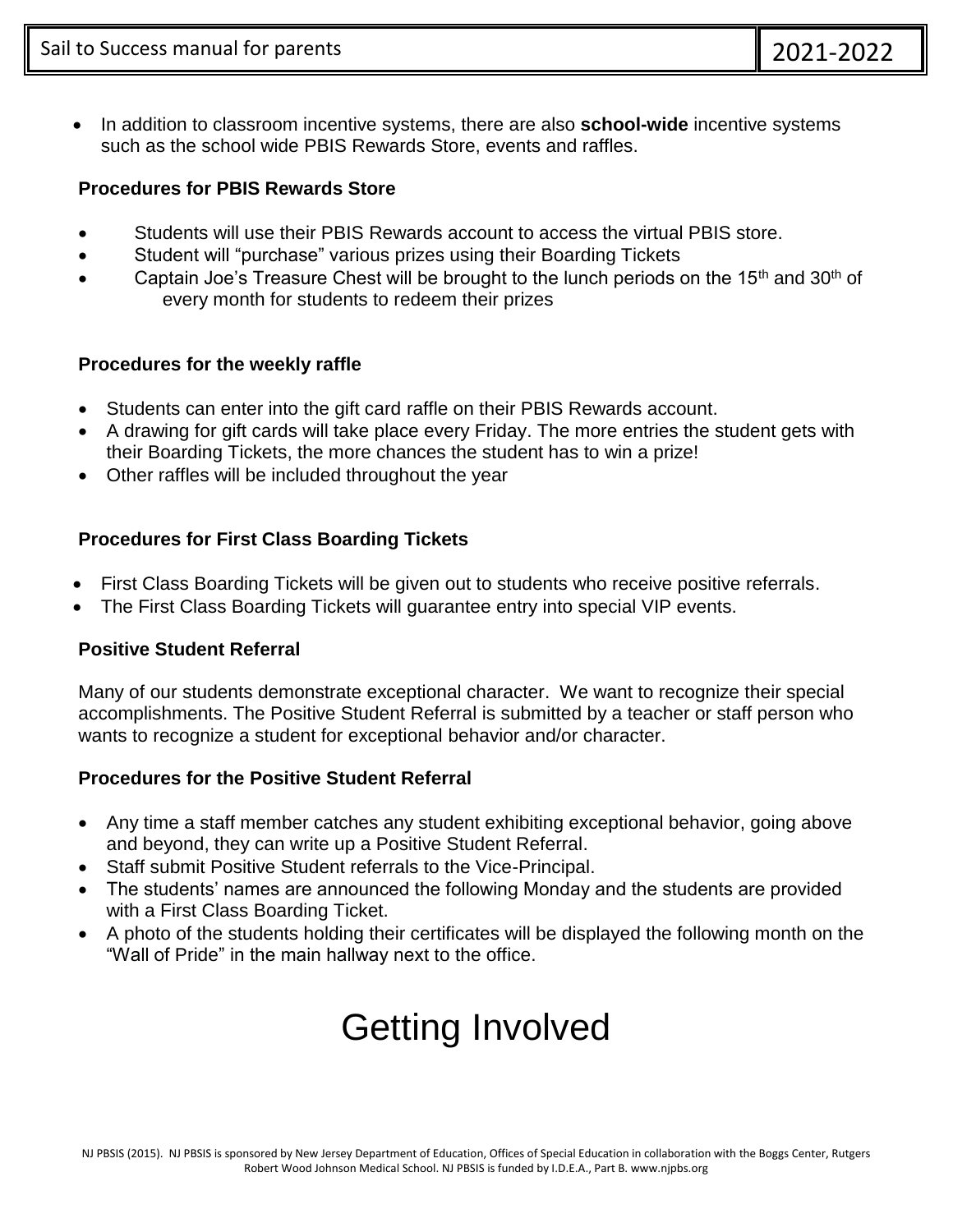- In addition to classroom incentive systems, there are also **school-wide** incentive systems such as the school wide PBIS Rewards Store, events and raffles.

### Procedures for PBIS Rewards Store

- Students will use their PBIS Rewards account to access the virtual PBIS store.
- Student will "purchase" various prizes using their Boarding Tickets
- Captain Joe's Treasure Chest will be brought to the lunch periods on the 15th and 30th of every month for students to redeem their prizes

### Procedures for the weekly raffle

- Students can enter into the gift card raffle on their PBIS Rewards account.
- A drawing for gift cards will take place every Friday. The more entries the student gets with their Boarding Tickets, the more chances the student has to win a prize!
- Other raffles will be included throughout the year

### Procedures for First Class Boarding Tickets

- First Class Boarding Tickets will be given out to students who receive positive referrals.
- The First Class Boarding Tickets will guarantee entry into special VIP events.

### Positive Student Referral

Many of our students demonstrate exceptional character. We want to recognize their special accomplishments. The Positive Student Referral is submitted by a teacher or staff person who wants to recognize a student for exceptional behavior and/or character.

### Procedures for the Positive Student Referral

- Any time a staff member catches any student exhibiting exceptional behavior, going above and beyond, they can write up a Positive Student Referral.
- Staff submit Positive Student referrals to the Vice-Principal.
- The students' names are announced the following Monday and the students are provided with a First Class Boarding Ticket.
- A photo of the students holding their certificates will be displayed the following month on the "Wall of Pride" in the main hallway next to the office.

# Getting Involved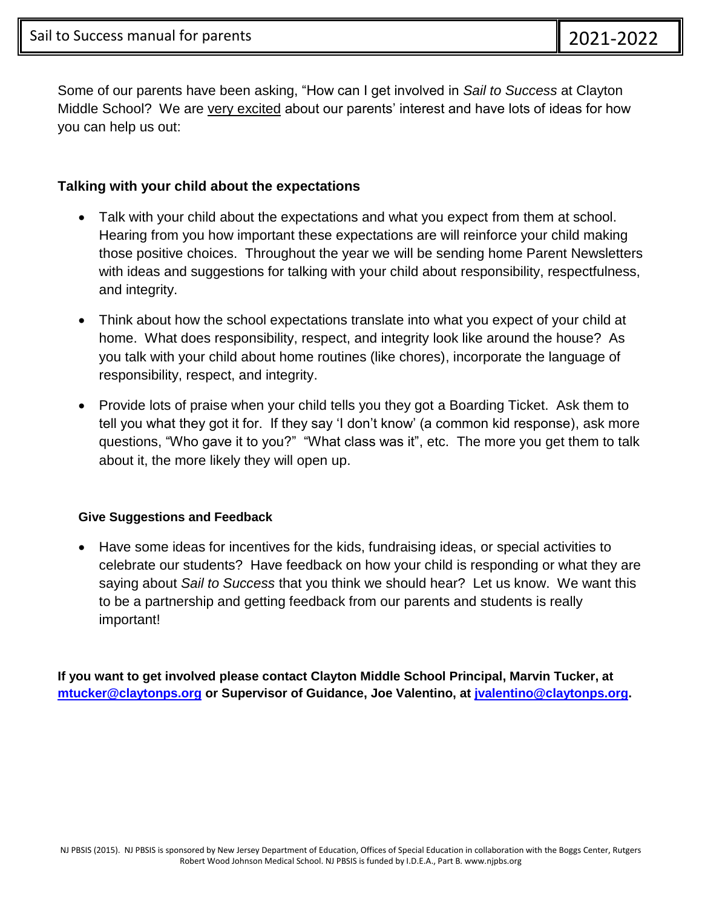Some of our parents have been asking, "How can I get involved in *Sail to Success* at Clayton Middle School? We are very excited about our parents' interest and have lots of ideas for how you can help us out:

**Talking with your child about the expectations**

- Talk with your child about the expectations and what you expect from them at school. Hearing from you how important these expectations are will reinforce your child making those positive choices. Throughout the year we will be sending home Parent Newsletters with ideas and suggestions for talking with your child about responsibility, respectfulness, and integrity.
- Think about how the school expectations translate into what you expect of your child at home. What does responsibility, respect, and integrity look like around the house? As you talk with your child about home routines (like chores), incorporate the language of responsibility, respect, and integrity.
- Provide lots of praise when your child tells you they got a Boarding Ticket. Ask them to tell you what they got it for. If they say 'I don't know' (a common kid response), ask more questions, "Who gave it to you?" "What class was it", etc. The more you get them to talk about it, the more likely they will open up.

**Give Suggestions and Feedback**

- Have some ideas for incentives for the kids, fundraising ideas, or special activities to celebrate our students? Have feedback on how your child is responding or what they are saying about *Sail to Success* that you think we should hear? Let us know. We want this to be a partnership and getting feedback from our parents and students is really important!

**If you want to get involved please contact Clayton Middle School Principal, Marvin Tucker, at mtucker@claytonps.org or Supervisor of Guidance, Joe Valentino, at jvalentino@claytonps.org.**